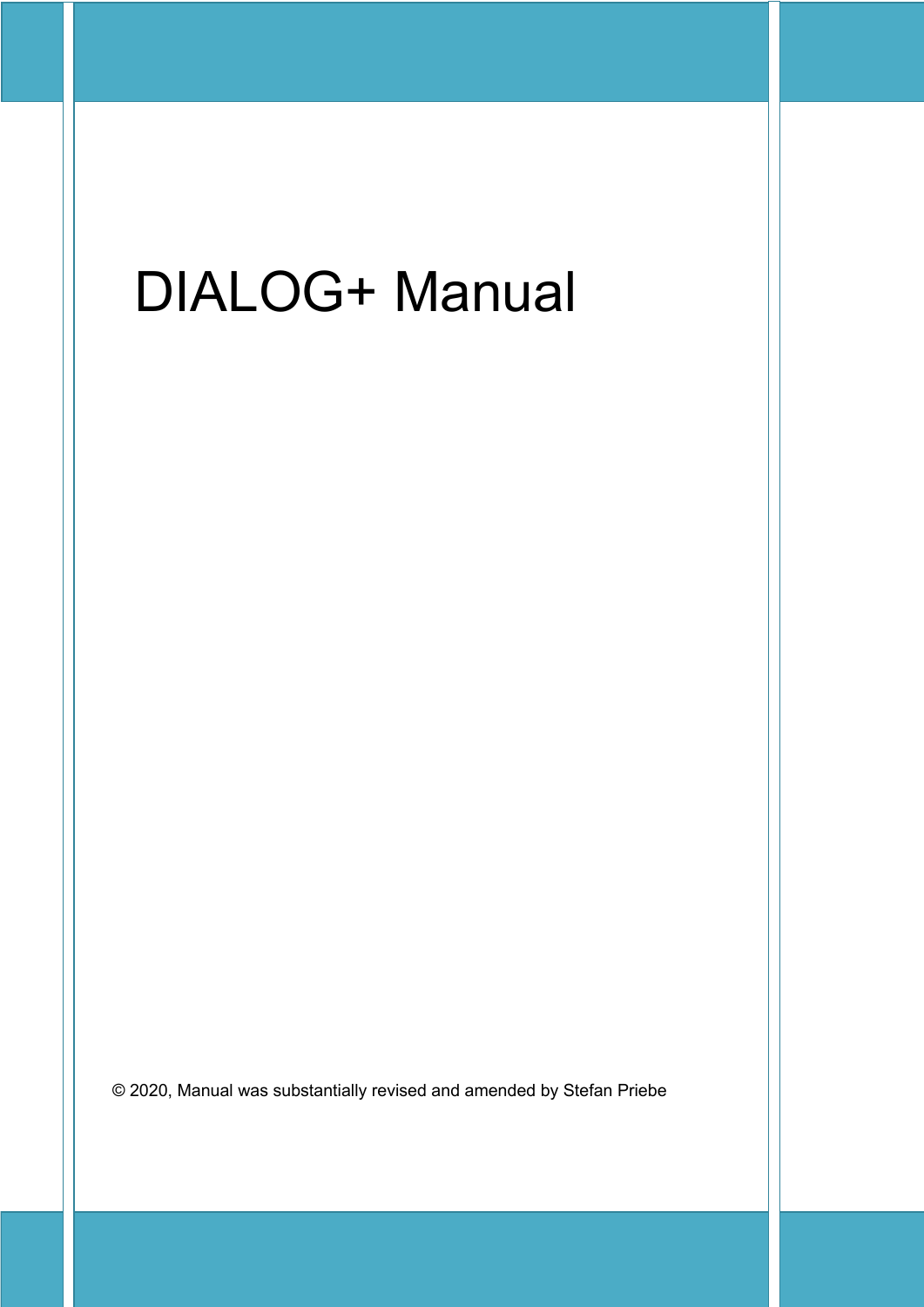# DIALOG+ Manual

© 2020, Manual was substantially revised and amended by Stefan Priebe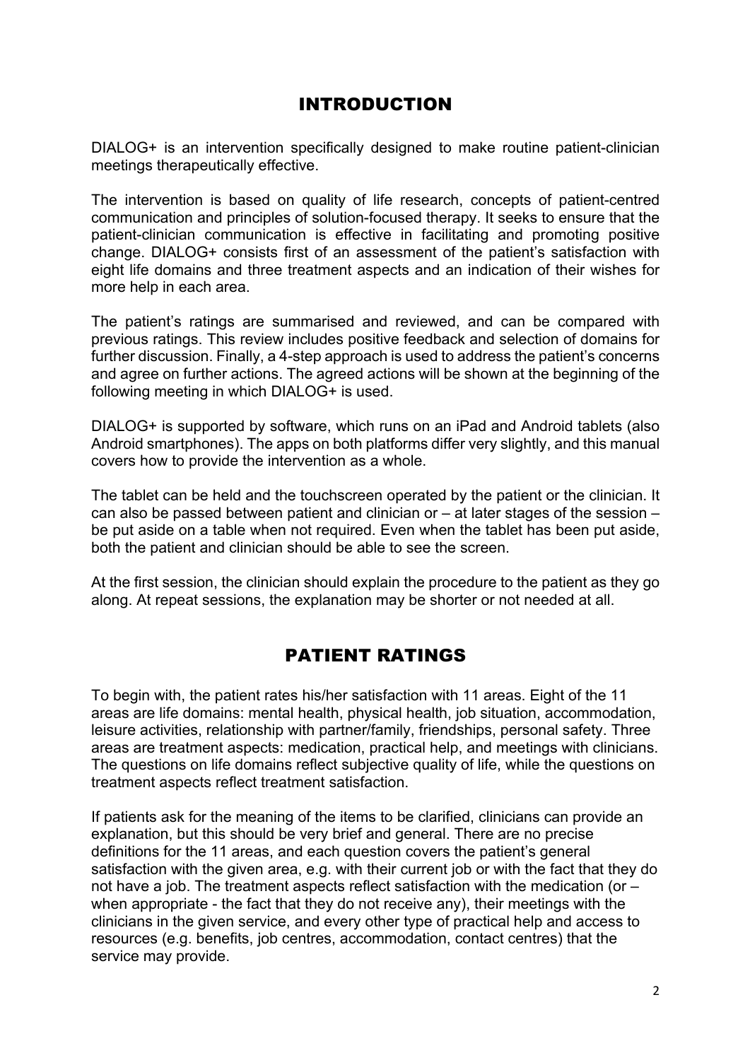## INTRODUCTION

DIALOG+ is an intervention specifically designed to make routine patient-clinician meetings therapeutically effective.

The intervention is based on quality of life research, concepts of patient-centred communication and principles of solution-focused therapy. It seeks to ensure that the patient-clinician communication is effective in facilitating and promoting positive change. DIALOG+ consists first of an assessment of the patient's satisfaction with eight life domains and three treatment aspects and an indication of their wishes for more help in each area.

The patient's ratings are summarised and reviewed, and can be compared with previous ratings. This review includes positive feedback and selection of domains for further discussion. Finally, a 4-step approach is used to address the patient's concerns and agree on further actions. The agreed actions will be shown at the beginning of the following meeting in which DIALOG+ is used.

DIALOG+ is supported by software, which runs on an iPad and Android tablets (also Android smartphones). The apps on both platforms differ very slightly, and this manual covers how to provide the intervention as a whole.

The tablet can be held and the touchscreen operated by the patient or the clinician. It can also be passed between patient and clinician or – at later stages of the session – be put aside on a table when not required. Even when the tablet has been put aside, both the patient and clinician should be able to see the screen.

At the first session, the clinician should explain the procedure to the patient as they go along. At repeat sessions, the explanation may be shorter or not needed at all.

## PATIENT RATINGS

To begin with, the patient rates his/her satisfaction with 11 areas. Eight of the 11 areas are life domains: mental health, physical health, job situation, accommodation, leisure activities, relationship with partner/family, friendships, personal safety. Three areas are treatment aspects: medication, practical help, and meetings with clinicians. The questions on life domains reflect subjective quality of life, while the questions on treatment aspects reflect treatment satisfaction.

If patients ask for the meaning of the items to be clarified, clinicians can provide an explanation, but this should be very brief and general. There are no precise definitions for the 11 areas, and each question covers the patient's general satisfaction with the given area, e.g. with their current job or with the fact that they do not have a job. The treatment aspects reflect satisfaction with the medication (or – when appropriate - the fact that they do not receive any), their meetings with the clinicians in the given service, and every other type of practical help and access to resources (e.g. benefits, job centres, accommodation, contact centres) that the service may provide.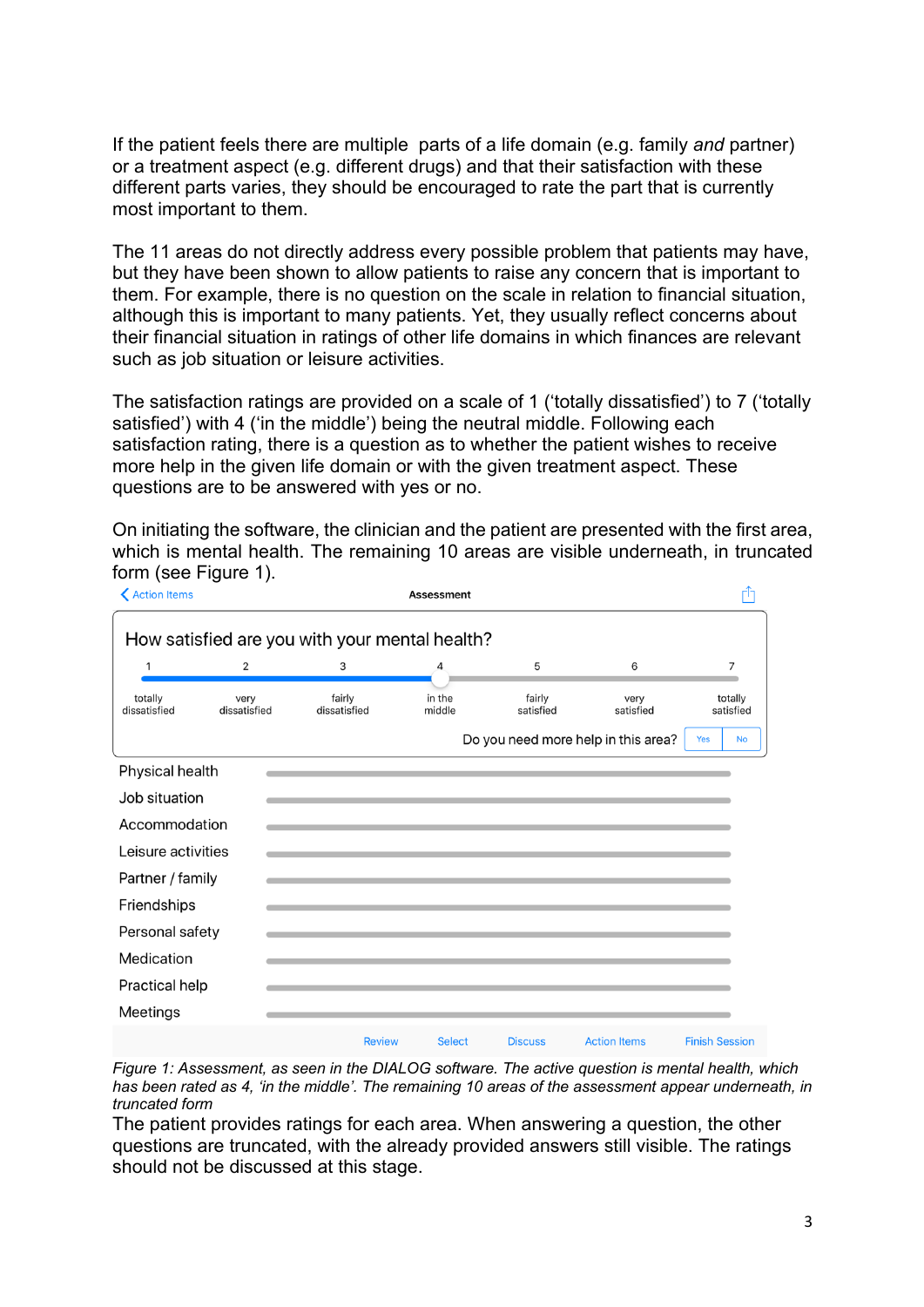If the patient feels there are multiple parts of a life domain (e.g. family *and* partner) or a treatment aspect (e.g. different drugs) and that their satisfaction with these different parts varies, they should be encouraged to rate the part that is currently most important to them.

The 11 areas do not directly address every possible problem that patients may have, but they have been shown to allow patients to raise any concern that is important to them. For example, there is no question on the scale in relation to financial situation, although this is important to many patients. Yet, they usually reflect concerns about their financial situation in ratings of other life domains in which finances are relevant such as job situation or leisure activities.

The satisfaction ratings are provided on a scale of 1 ('totally dissatisfied') to 7 ('totally satisfied') with 4 ('in the middle') being the neutral middle. Following each satisfaction rating, there is a question as to whether the patient wishes to receive more help in the given life domain or with the given treatment aspect. These questions are to be answered with yes or no.

On initiating the software, the clinician and the patient are presented with the first area, which is mental health. The remaining 10 areas are visible underneath, in truncated form (see Figure 1).

*Figure 1: Assessment, as seen in the DIALOG software. The active question is mental health, which has been rated as 4, 'in the middle'. The remaining 10 areas of the assessment appear underneath, in truncated form*

The patient provides ratings for each area. When answering a question, the other questions are truncated, with the already provided answers still visible. The ratings should not be discussed at this stage.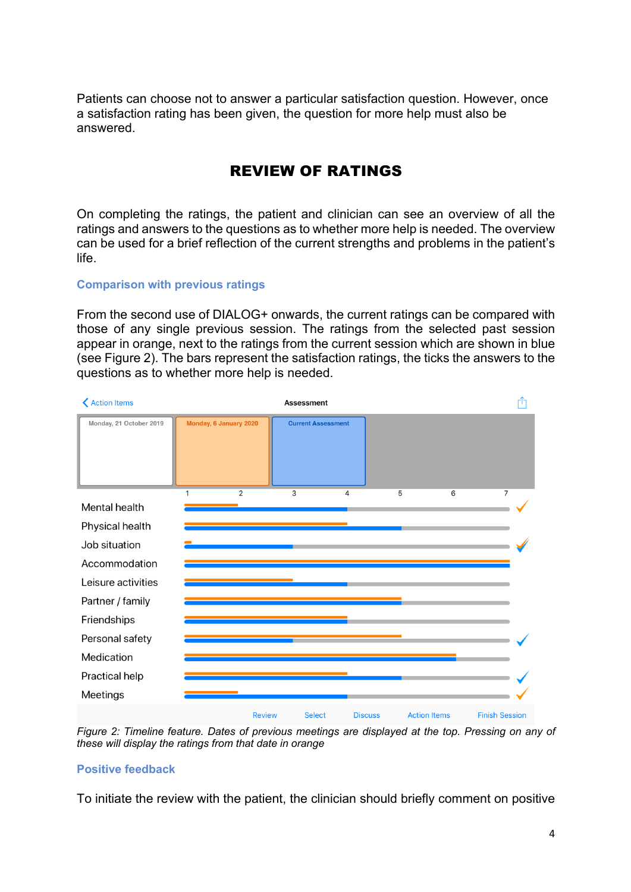Patients can choose not to answer a particular satisfaction question. However, once a satisfaction rating has been given, the question for more help must also be answered.

## REVIEW OF RATINGS

On completing the ratings, the patient and clinician can see an overview of all the ratings and answers to the questions as to whether more help is needed. The overview can be used for a brief reflection of the current strengths and problems in the patient's life.

### Comparison with previous ratings

From the second use of DIALOG+ onwards, the current ratings can be compared with those of any single previous session. The ratings from the selected past session appear in orange, next to the ratings from the current session which are shown in blue (see Figure 2). The bars represent the satisfaction ratings, the ticks the answers to the questions as to whether more help is needed.

*Figure 2: Timeline feature. Dates of previous meetings are displayed at the top. Pressing on any of these will display the ratings from that date in orange*

### Positive feedback

To initiate the review with the patient, the clinician should briefly comment on positive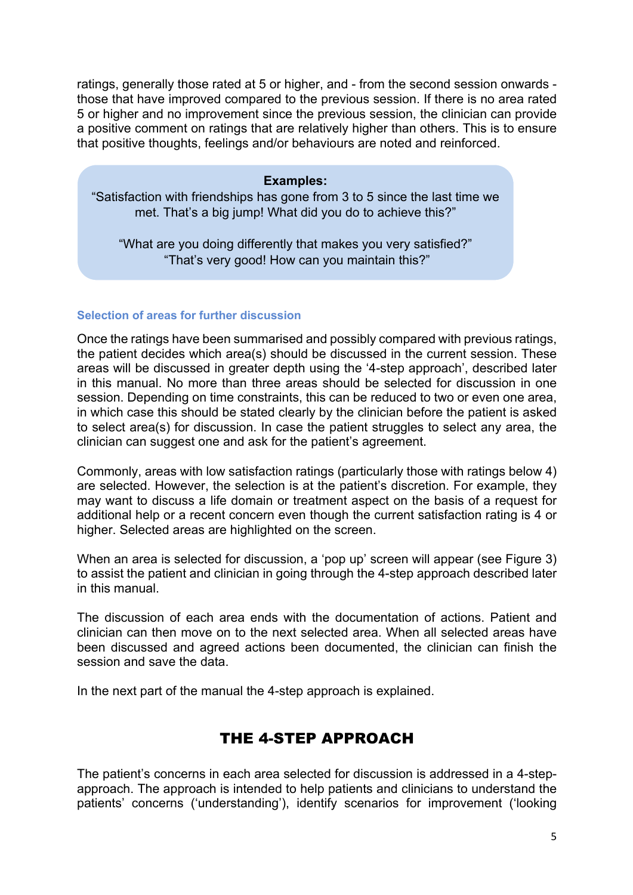ratings, generally those rated at 5 or higher, and - from the second session onwards - those that have improved compared to the previous session. If there is no area rated 5 or higher and no improvement since the previous session, the clinician can provide a positive comment on ratings that are relatively higher than others. This is to ensure that positive thoughts, feelings and/or behaviours are noted and reinforced.

> **Examples:**
> "Satisfaction with friendships has gone from 3 to 5 since the last time we met. That's a big jump! What did you do to achieve this?"
>
> "What are you doing differently that makes you very satisfied?"
> "That's very good! How can you maintain this?"

### Selection of areas for further discussion

Once the ratings have been summarised and possibly compared with previous ratings, the patient decides which area(s) should be discussed in the current session. These areas will be discussed in greater depth using the '4-step approach', described later in this manual. No more than three areas should be selected for discussion in one session. Depending on time constraints, this can be reduced to two or even one area, in which case this should be stated clearly by the clinician before the patient is asked to select area(s) for discussion. In case the patient struggles to select any area, the clinician can suggest one and ask for the patient's agreement.

Commonly, areas with low satisfaction ratings (particularly those with ratings below 4) are selected. However, the selection is at the patient's discretion. For example, they may want to discuss a life domain or treatment aspect on the basis of a request for additional help or a recent concern even though the current satisfaction rating is 4 or higher. Selected areas are highlighted on the screen.

When an area is selected for discussion, a 'pop up' screen will appear (see Figure 3) to assist the patient and clinician in going through the 4-step approach described later in this manual.

The discussion of each area ends with the documentation of actions. Patient and clinician can then move on to the next selected area. When all selected areas have been discussed and agreed actions been documented, the clinician can finish the session and save the data.

In the next part of the manual the 4-step approach is explained.

## THE 4-STEP APPROACH

The patient's concerns in each area selected for discussion is addressed in a 4-step-approach. The approach is intended to help patients and clinicians to understand the patients' concerns ('understanding'), identify scenarios for improvement ('looking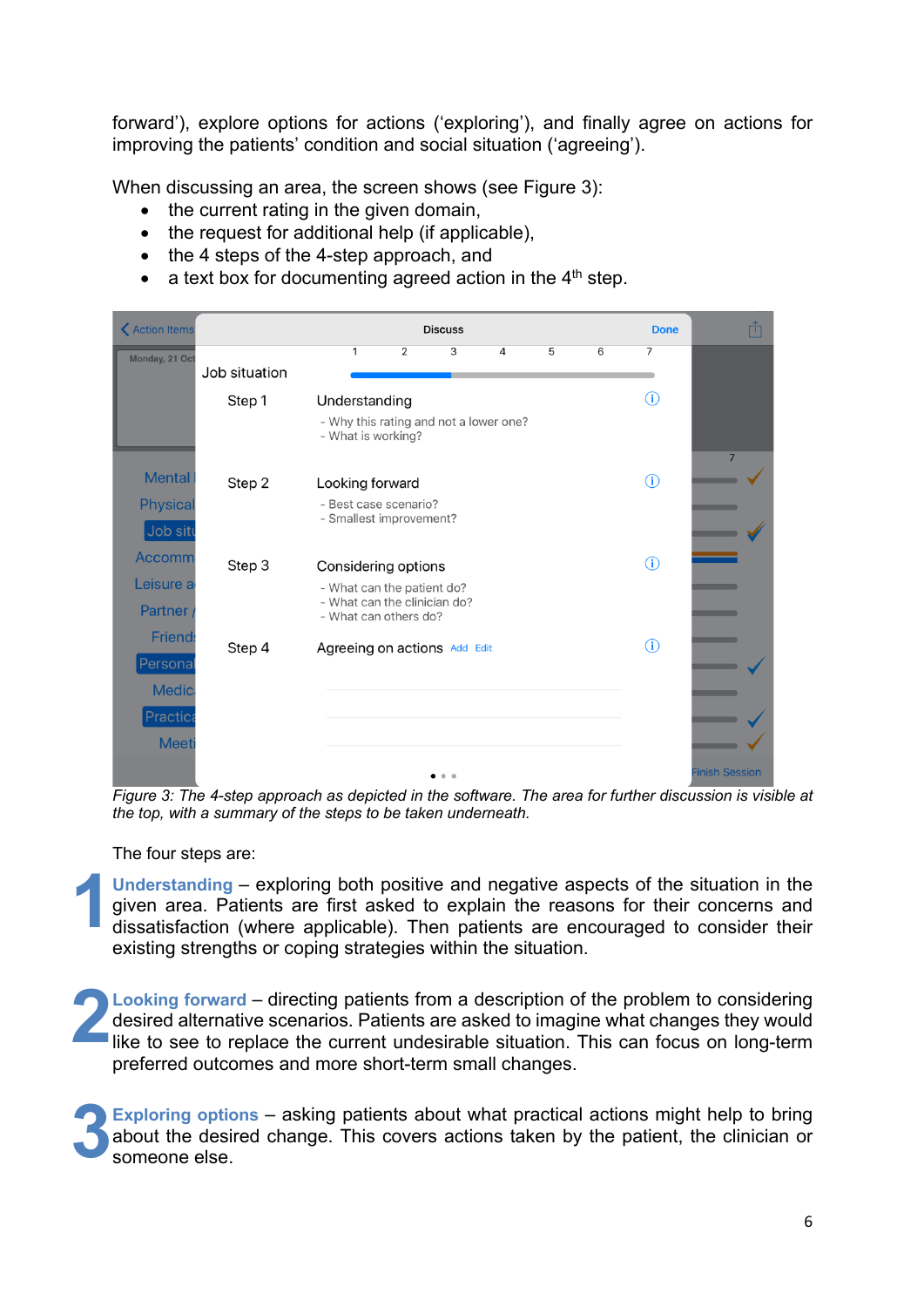forward'), explore options for actions ('exploring'), and finally agree on actions for improving the patients' condition and social situation ('agreeing').

When discussing an area, the screen shows (see Figure 3):

- the current rating in the given domain,
- the request for additional help (if applicable),
- the 4 steps of the 4-step approach, and
- a text box for documenting agreed action in the 4th step.

*Figure 3: The 4-step approach as depicted in the software. The area for further discussion is visible at the top, with a summary of the steps to be taken underneath.*

The four steps are:

**1** **Understanding** – exploring both positive and negative aspects of the situation in the given area. Patients are first asked to explain the reasons for their concerns and dissatisfaction (where applicable). Then patients are encouraged to consider their existing strengths or coping strategies within the situation.

**2** **Looking forward** – directing patients from a description of the problem to considering desired alternative scenarios. Patients are asked to imagine what changes they would like to see to replace the current undesirable situation. This can focus on long-term preferred outcomes and more short-term small changes.

**3** **Exploring options** – asking patients about what practical actions might help to bring about the desired change. This covers actions taken by the patient, the clinician or someone else.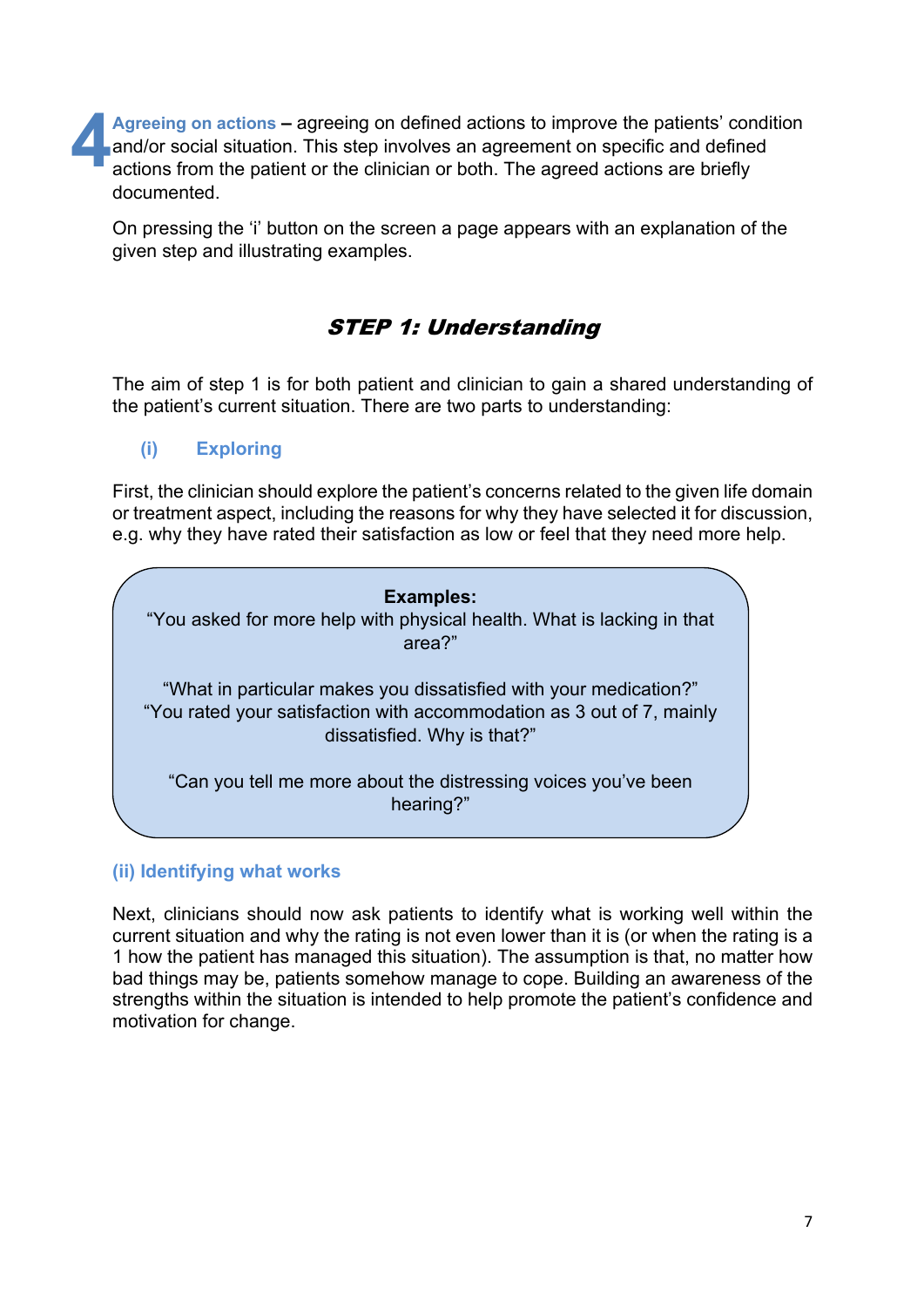**4** **Agreeing on actions** – agreeing on defined actions to improve the patients' condition and/or social situation. This step involves an agreement on specific and defined actions from the patient or the clinician or both. The agreed actions are briefly documented.

On pressing the 'i' button on the screen a page appears with an explanation of the given step and illustrating examples.

## *STEP 1: Understanding*

The aim of step 1 is for both patient and clinician to gain a shared understanding of the patient's current situation. There are two parts to understanding:

### (i) Exploring

First, the clinician should explore the patient's concerns related to the given life domain or treatment aspect, including the reasons for why they have selected it for discussion, e.g. why they have rated their satisfaction as low or feel that they need more help.

> **Examples:**
> "You asked for more help with physical health. What is lacking in that area?"
>
> "What in particular makes you dissatisfied with your medication?"
> "You rated your satisfaction with accommodation as 3 out of 7, mainly dissatisfied. Why is that?"
>
> "Can you tell me more about the distressing voices you've been hearing?"

### (ii) Identifying what works

Next, clinicians should now ask patients to identify what is working well within the current situation and why the rating is not even lower than it is (or when the rating is a 1 how the patient has managed this situation). The assumption is that, no matter how bad things may be, patients somehow manage to cope. Building an awareness of the strengths within the situation is intended to help promote the patient's confidence and motivation for change.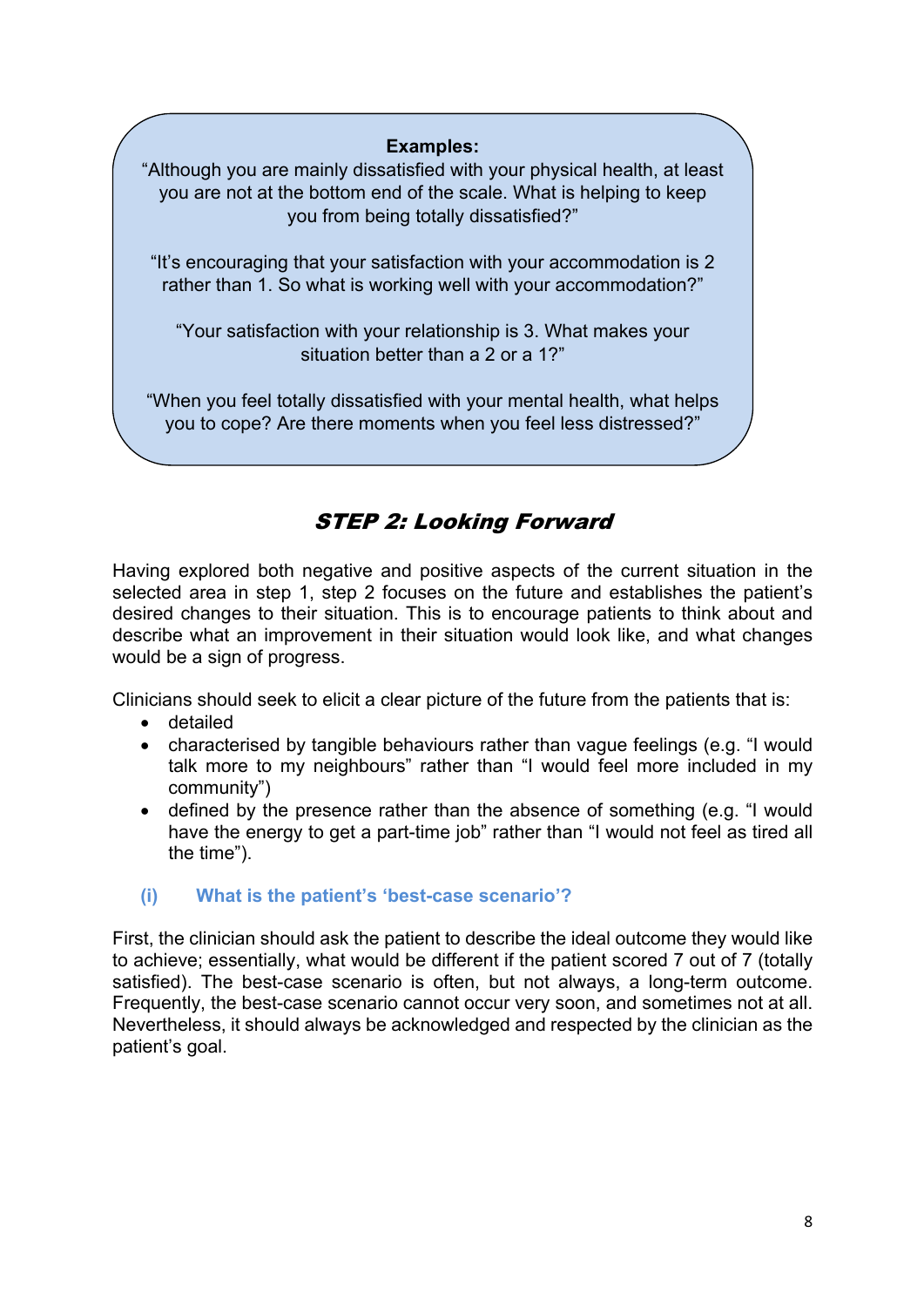**Examples:**

"Although you are mainly dissatisfied with your physical health, at least you are not at the bottom end of the scale. What is helping to keep you from being totally dissatisfied?"

"It's encouraging that your satisfaction with your accommodation is 2 rather than 1. So what is working well with your accommodation?"

"Your satisfaction with your relationship is 3. What makes your situation better than a 2 or a 1?"

"When you feel totally dissatisfied with your mental health, what helps you to cope? Are there moments when you feel less distressed?"

## *STEP 2: Looking Forward*

Having explored both negative and positive aspects of the current situation in the selected area in step 1, step 2 focuses on the future and establishes the patient's desired changes to their situation. This is to encourage patients to think about and describe what an improvement in their situation would look like, and what changes would be a sign of progress.

Clinicians should seek to elicit a clear picture of the future from the patients that is:

- detailed
- characterised by tangible behaviours rather than vague feelings (e.g. "I would talk more to my neighbours" rather than "I would feel more included in my community")
- defined by the presence rather than the absence of something (e.g. "I would have the energy to get a part-time job" rather than "I would not feel as tired all the time").

### (i) What is the patient's 'best-case scenario'?

First, the clinician should ask the patient to describe the ideal outcome they would like to achieve; essentially, what would be different if the patient scored 7 out of 7 (totally satisfied). The best-case scenario is often, but not always, a long-term outcome. Frequently, the best-case scenario cannot occur very soon, and sometimes not at all. Nevertheless, it should always be acknowledged and respected by the clinician as the patient's goal.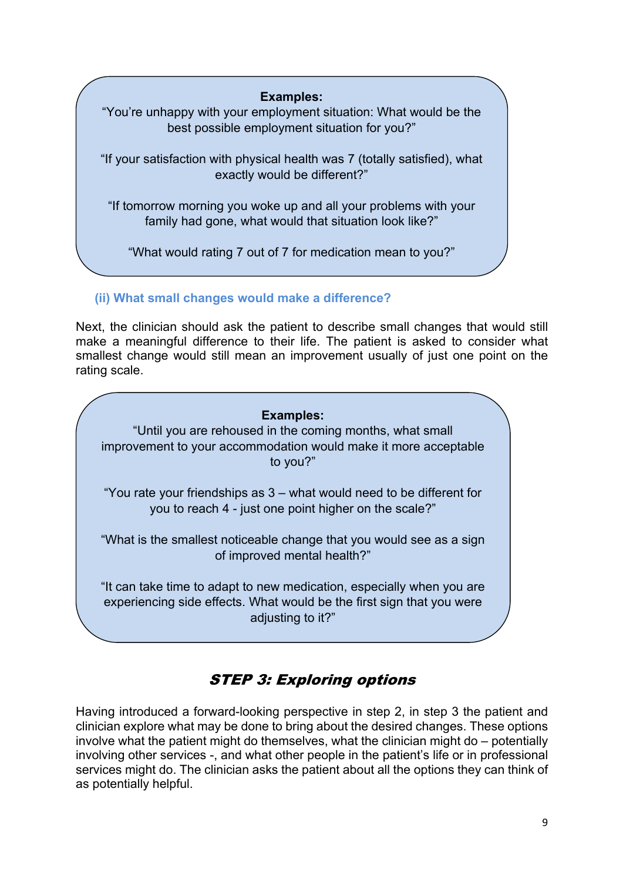**Examples:**

"You're unhappy with your employment situation: What would be the best possible employment situation for you?"

"If your satisfaction with physical health was 7 (totally satisfied), what exactly would be different?"

"If tomorrow morning you woke up and all your problems with your family had gone, what would that situation look like?"

"What would rating 7 out of 7 for medication mean to you?"

### (ii) What small changes would make a difference?

Next, the clinician should ask the patient to describe small changes that would still make a meaningful difference to their life. The patient is asked to consider what smallest change would still mean an improvement usually of just one point on the rating scale.

**Examples:**

"Until you are rehoused in the coming months, what small improvement to your accommodation would make it more acceptable to you?"

"You rate your friendships as 3 – what would need to be different for you to reach 4 - just one point higher on the scale?"

"What is the smallest noticeable change that you would see as a sign of improved mental health?"

"It can take time to adapt to new medication, especially when you are experiencing side effects. What would be the first sign that you were adjusting to it?"

## *STEP 3: Exploring options*

Having introduced a forward-looking perspective in step 2, in step 3 the patient and clinician explore what may be done to bring about the desired changes. These options involve what the patient might do themselves, what the clinician might do – potentially involving other services -, and what other people in the patient's life or in professional services might do. The clinician asks the patient about all the options they can think of as potentially helpful.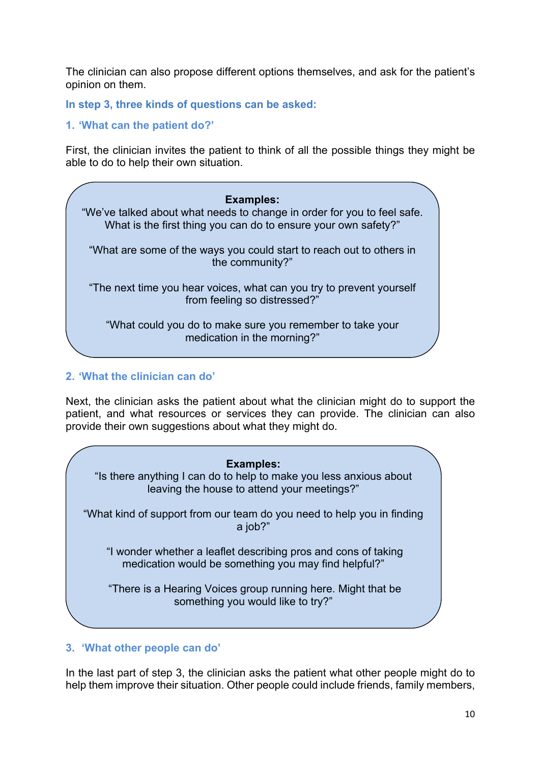The clinician can also propose different options themselves, and ask for the patient's opinion on them.

### In step 3, three kinds of questions can be asked:

#### 1. 'What can the patient do?'

First, the clinician invites the patient to think of all the possible things they might be able to do to help their own situation.

> **Examples:**
> "We've talked about what needs to change in order for you to feel safe. What is the first thing you can do to ensure your own safety?"
>
> "What are some of the ways you could start to reach out to others in the community?"
>
> "The next time you hear voices, what can you try to prevent yourself from feeling so distressed?"
>
> "What could you do to make sure you remember to take your medication in the morning?"

#### 2. 'What the clinician can do'

Next, the clinician asks the patient about what the clinician might do to support the patient, and what resources or services they can provide. The clinician can also provide their own suggestions about what they might do.

> **Examples:**
> "Is there anything I can do to help to make you less anxious about leaving the house to attend your meetings?"
>
> "What kind of support from our team do you need to help you in finding a job?"
>
> "I wonder whether a leaflet describing pros and cons of taking medication would be something you may find helpful?"
>
> "There is a Hearing Voices group running here. Might that be something you would like to try?"

#### 3. 'What other people can do'

In the last part of step 3, the clinician asks the patient what other people might do to help them improve their situation. Other people could include friends, family members,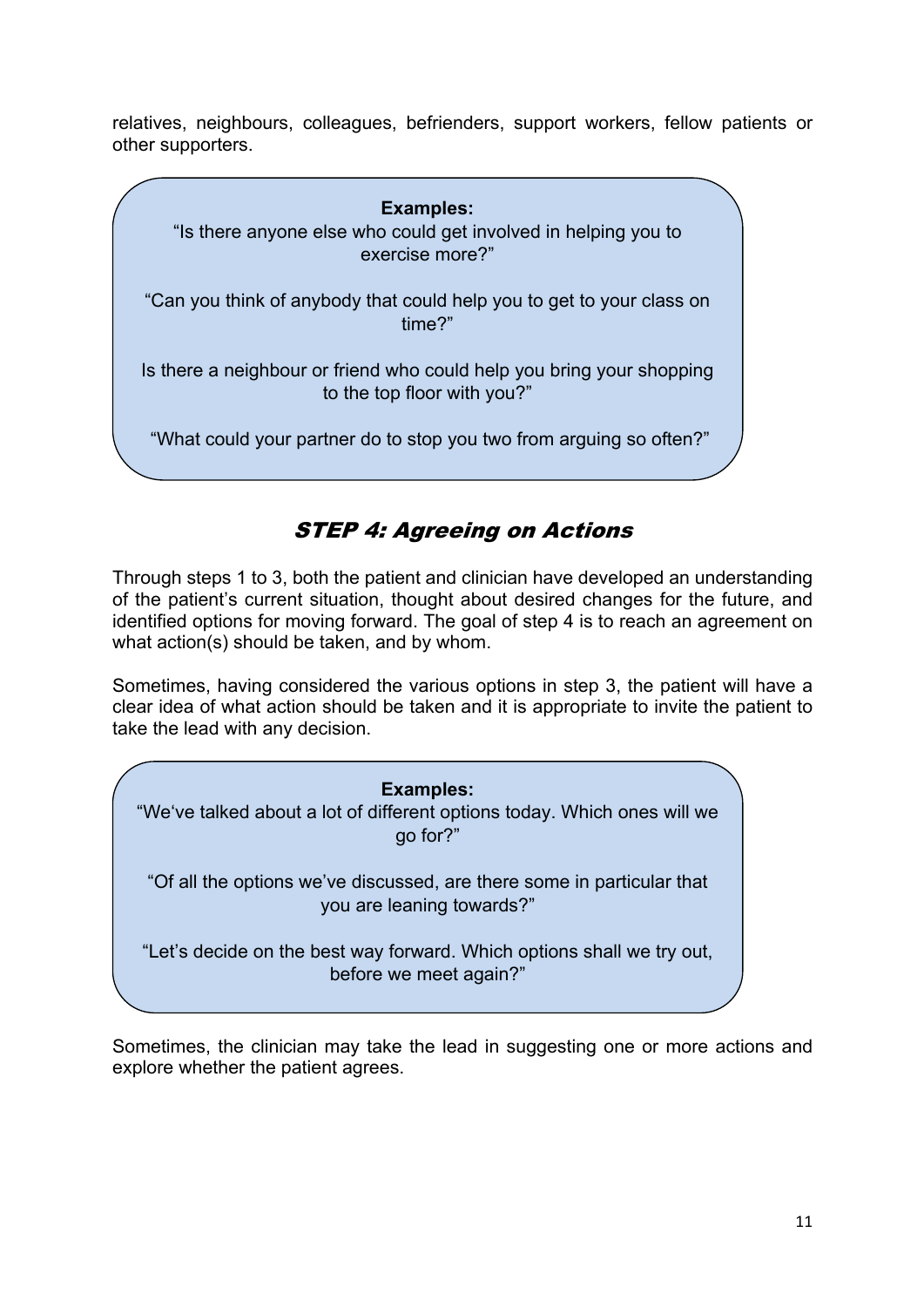relatives, neighbours, colleagues, befrienders, support workers, fellow patients or other supporters.

> **Examples:**
>
> "Is there anyone else who could get involved in helping you to exercise more?"
>
> "Can you think of anybody that could help you to get to your class on time?"
>
> Is there a neighbour or friend who could help you bring your shopping to the top floor with you?"
>
> "What could your partner do to stop you two from arguing so often?"

## STEP 4: Agreeing on Actions

Through steps 1 to 3, both the patient and clinician have developed an understanding of the patient's current situation, thought about desired changes for the future, and identified options for moving forward. The goal of step 4 is to reach an agreement on what action(s) should be taken, and by whom.

Sometimes, having considered the various options in step 3, the patient will have a clear idea of what action should be taken and it is appropriate to invite the patient to take the lead with any decision.

> **Examples:**
>
> "We've talked about a lot of different options today. Which ones will we go for?"
>
> "Of all the options we've discussed, are there some in particular that you are leaning towards?"
>
> "Let's decide on the best way forward. Which options shall we try out, before we meet again?"

Sometimes, the clinician may take the lead in suggesting one or more actions and explore whether the patient agrees.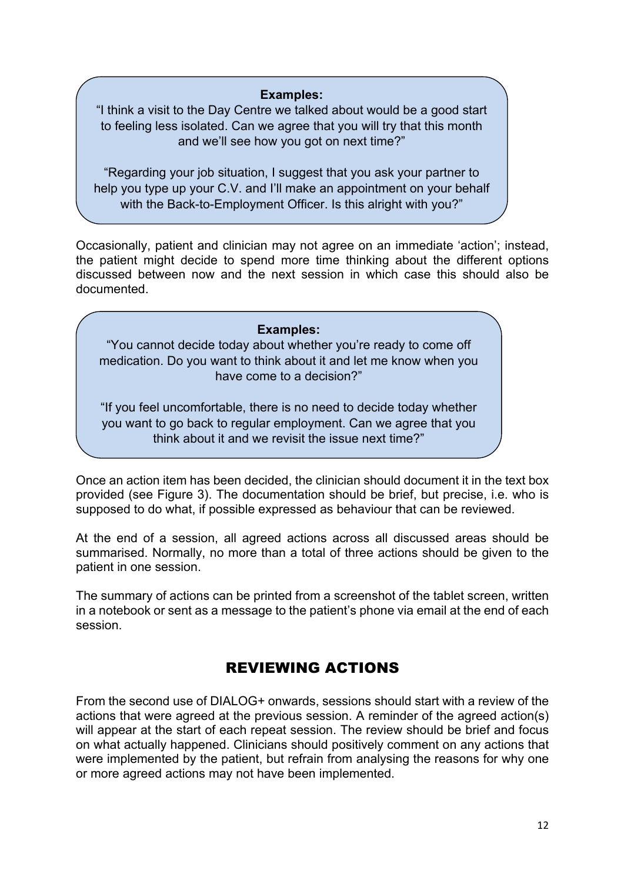**Examples:**

"I think a visit to the Day Centre we talked about would be a good start to feeling less isolated. Can we agree that you will try that this month and we'll see how you got on next time?"

"Regarding your job situation, I suggest that you ask your partner to help you type up your C.V. and I'll make an appointment on your behalf with the Back-to-Employment Officer. Is this alright with you?"

Occasionally, patient and clinician may not agree on an immediate 'action'; instead, the patient might decide to spend more time thinking about the different options discussed between now and the next session in which case this should also be documented.

**Examples:**

"You cannot decide today about whether you're ready to come off medication. Do you want to think about it and let me know when you have come to a decision?"

"If you feel uncomfortable, there is no need to decide today whether you want to go back to regular employment. Can we agree that you think about it and we revisit the issue next time?"

Once an action item has been decided, the clinician should document it in the text box provided (see Figure 3). The documentation should be brief, but precise, i.e. who is supposed to do what, if possible expressed as behaviour that can be reviewed.

At the end of a session, all agreed actions across all discussed areas should be summarised. Normally, no more than a total of three actions should be given to the patient in one session.

The summary of actions can be printed from a screenshot of the tablet screen, written in a notebook or sent as a message to the patient's phone via email at the end of each session.

## REVIEWING ACTIONS

From the second use of DIALOG+ onwards, sessions should start with a review of the actions that were agreed at the previous session. A reminder of the agreed action(s) will appear at the start of each repeat session. The review should be brief and focus on what actually happened. Clinicians should positively comment on any actions that were implemented by the patient, but refrain from analysing the reasons for why one or more agreed actions may not have been implemented.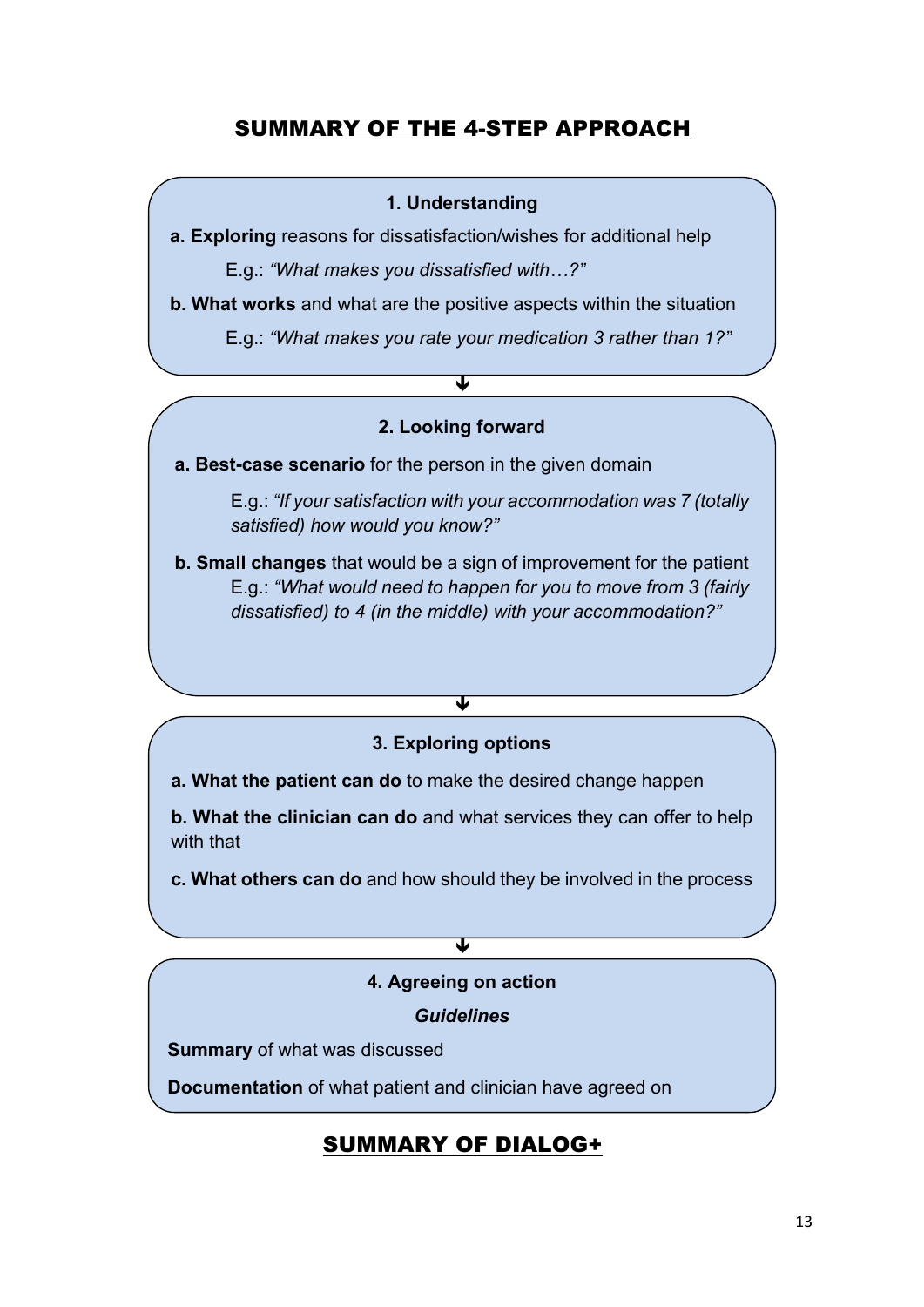## SUMMARY OF THE 4-STEP APPROACH

### 1. Understanding

**a. Exploring** reasons for dissatisfaction/wishes for additional help

E.g.: *"What makes you dissatisfied with…?"*

**b. What works** and what are the positive aspects within the situation

E.g.: *"What makes you rate your medication 3 rather than 1?"*

↓

### 2. Looking forward

**a. Best-case scenario** for the person in the given domain

E.g.: *"If your satisfaction with your accommodation was 7 (totally satisfied) how would you know?"*

**b. Small changes** that would be a sign of improvement for the patient

E.g.: *"What would need to happen for you to move from 3 (fairly dissatisfied) to 4 (in the middle) with your accommodation?"*

↓

### 3. Exploring options

**a. What the patient can do** to make the desired change happen

**b. What the clinician can do** and what services they can offer to help with that

**c. What others can do** and how should they be involved in the process

↓

### 4. Agreeing on action

***Guidelines***

**Summary** of what was discussed

**Documentation** of what patient and clinician have agreed on

## SUMMARY OF DIALOG+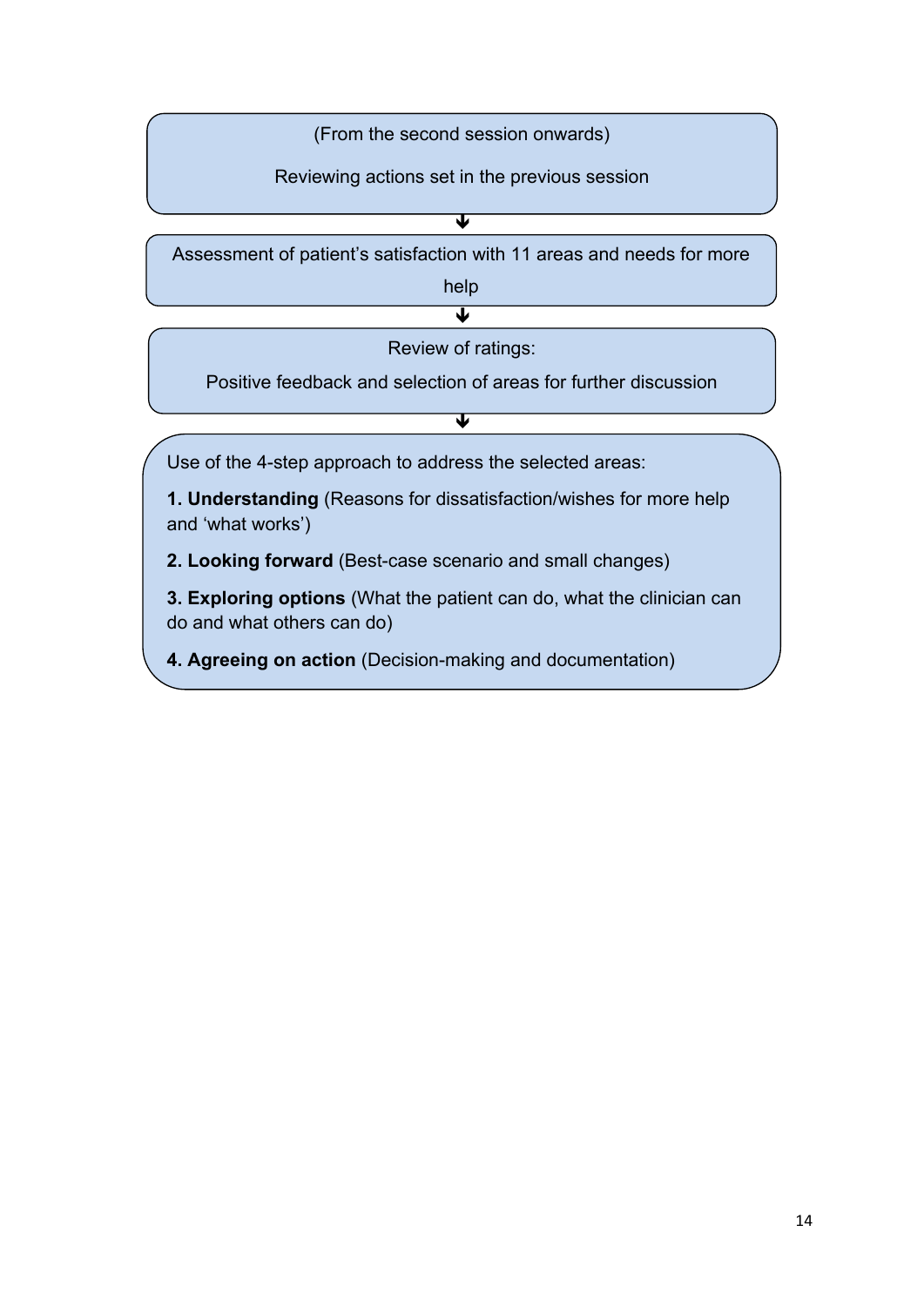(From the second session onwards)

Reviewing actions set in the previous session

↓

Assessment of patient's satisfaction with 11 areas and needs for more help

↓

Review of ratings:

Positive feedback and selection of areas for further discussion

↓

Use of the 4-step approach to address the selected areas:

**1. Understanding** (Reasons for dissatisfaction/wishes for more help and 'what works')

**2. Looking forward** (Best-case scenario and small changes)

**3. Exploring options** (What the patient can do, what the clinician can do and what others can do)

**4. Agreeing on action** (Decision-making and documentation)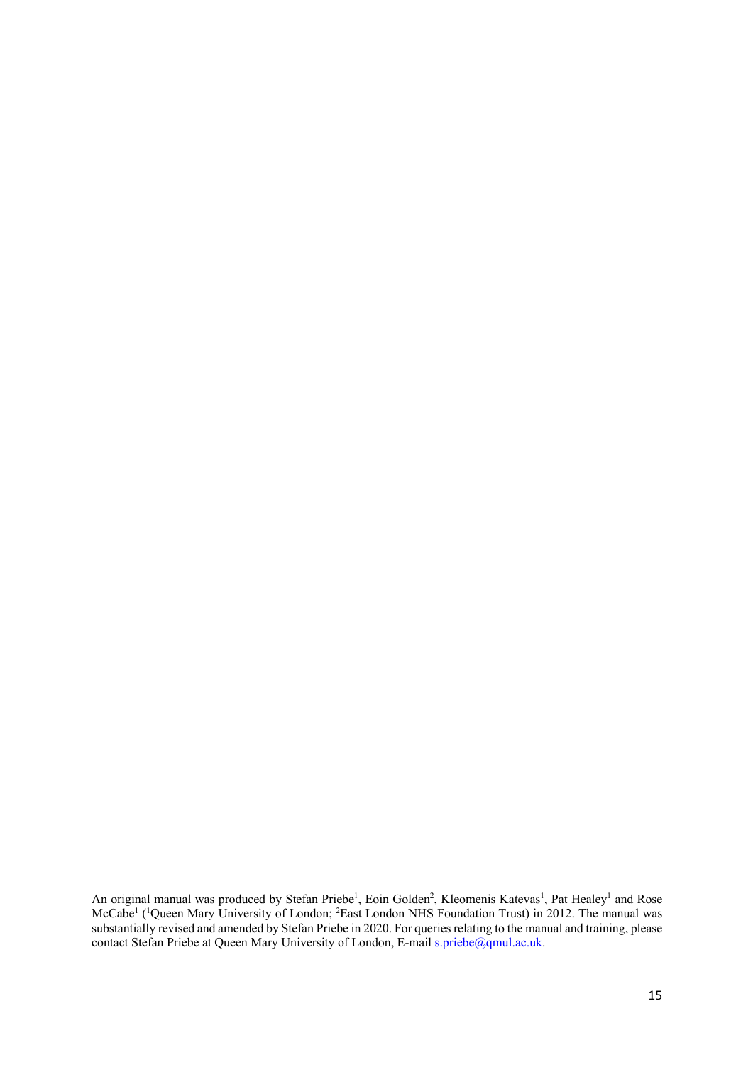An original manual was produced by Stefan Priebe[1], Eoin Golden[2], Kleomenis Katevas[1], Pat Healey[1] and Rose McCabe[1] ([1]Queen Mary University of London; [2]East London NHS Foundation Trust) in 2012. The manual was substantially revised and amended by Stefan Priebe in 2020. For queries relating to the manual and training, please contact Stefan Priebe at Queen Mary University of London, E-mail s.priebe@qmul.ac.uk.